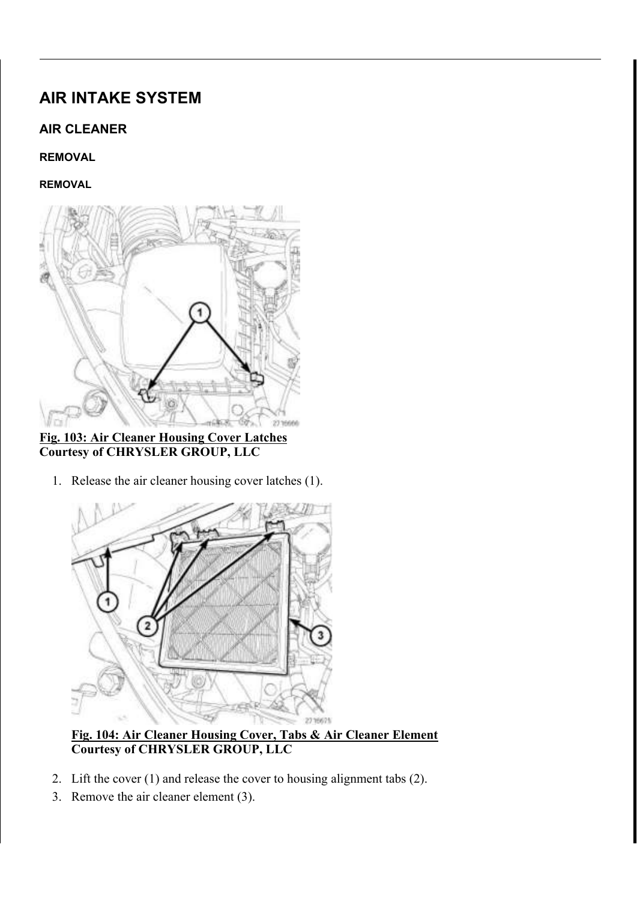# AIR INTAKE SYSTEM

## AIR CLEANER

### REMOVAL

#### REMOVAL

**Fig. 103: Air Cleaner Housing Cover Latches**
**Courtesy of CHRYSLER GROUP, LLC**

1. Release the air cleaner housing cover latches (1).

**Fig. 104: Air Cleaner Housing Cover, Tabs & Air Cleaner Element**
**Courtesy of CHRYSLER GROUP, LLC**

2. Lift the cover (1) and release the cover to housing alignment tabs (2).
3. Remove the air cleaner element (3).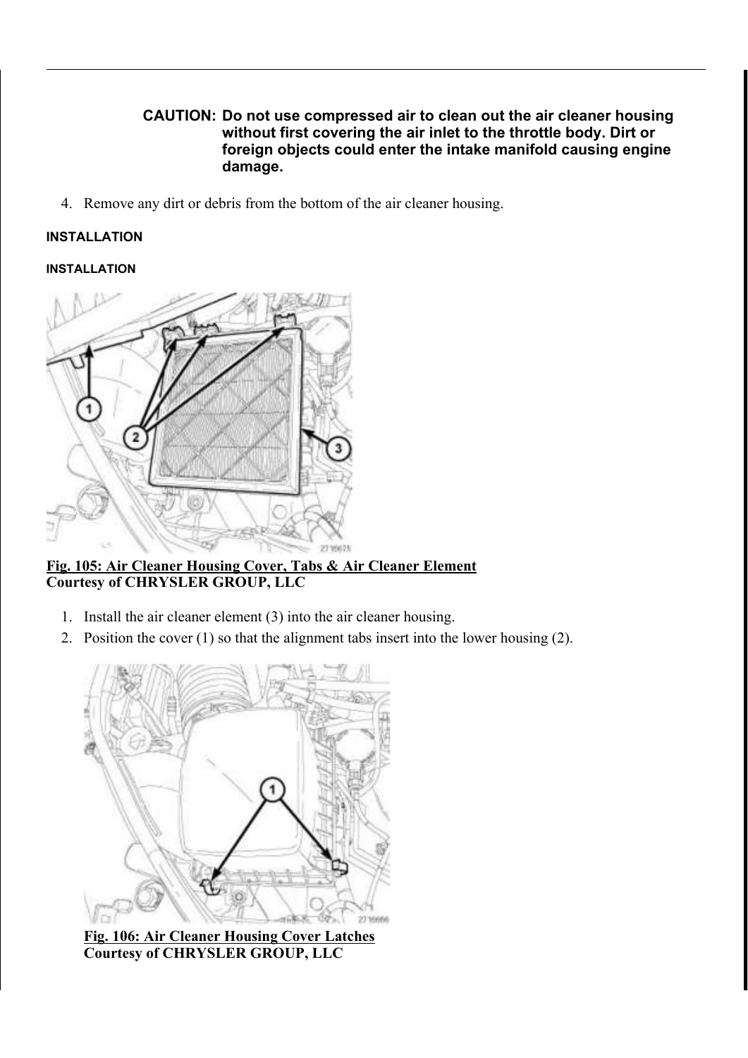**CAUTION: Do not use compressed air to clean out the air cleaner housing without first covering the air inlet to the throttle body. Dirt or foreign objects could enter the intake manifold causing engine damage.**

4. Remove any dirt or debris from the bottom of the air cleaner housing.

### INSTALLATION

#### INSTALLATION

**Fig. 105: Air Cleaner Housing Cover, Tabs & Air Cleaner Element**
**Courtesy of CHRYSLER GROUP, LLC**

1. Install the air cleaner element (3) into the air cleaner housing.
2. Position the cover (1) so that the alignment tabs insert into the lower housing (2).

**Fig. 106: Air Cleaner Housing Cover Latches**
**Courtesy of CHRYSLER GROUP, LLC**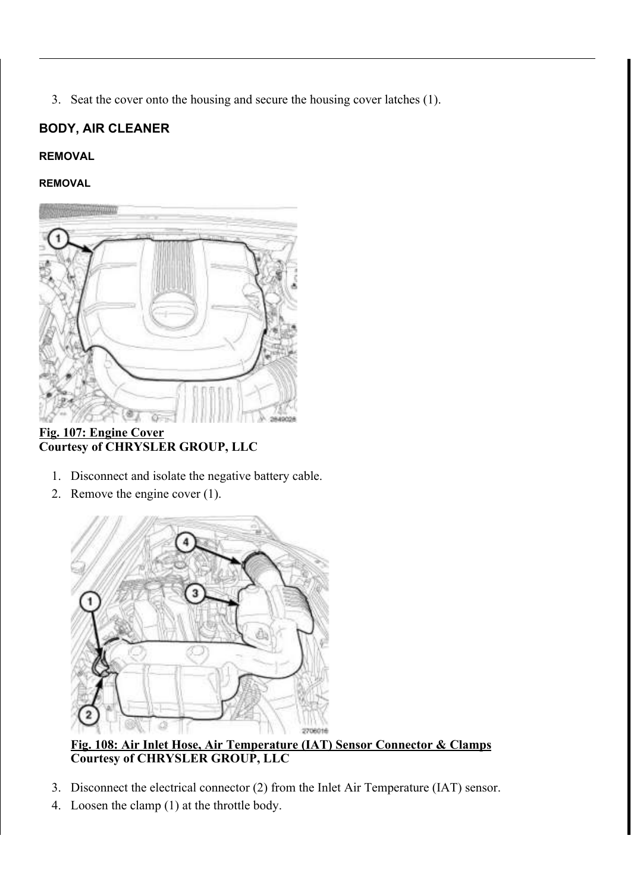3. Seat the cover onto the housing and secure the housing cover latches (1).

## BODY, AIR CLEANER

### REMOVAL

#### REMOVAL

**Fig. 107: Engine Cover**
**Courtesy of CHRYSLER GROUP, LLC**

1. Disconnect and isolate the negative battery cable.
2. Remove the engine cover (1).

**Fig. 108: Air Inlet Hose, Air Temperature (IAT) Sensor Connector & Clamps**
**Courtesy of CHRYSLER GROUP, LLC**

3. Disconnect the electrical connector (2) from the Inlet Air Temperature (IAT) sensor.
4. Loosen the clamp (1) at the throttle body.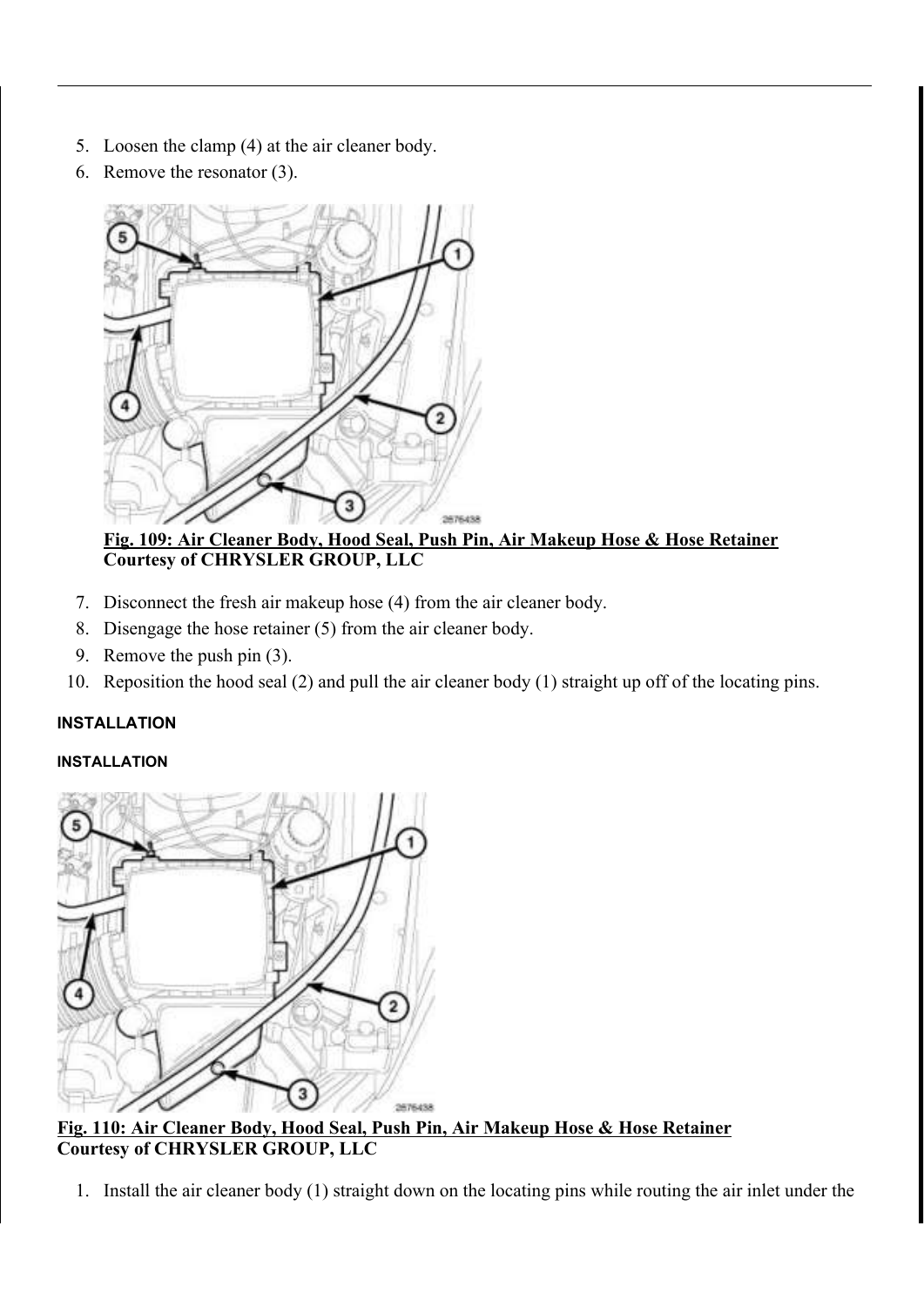5. Loosen the clamp (4) at the air cleaner body.
6. Remove the resonator (3).

**Fig. 109: Air Cleaner Body, Hood Seal, Push Pin, Air Makeup Hose & Hose Retainer**
**Courtesy of CHRYSLER GROUP, LLC**

7. Disconnect the fresh air makeup hose (4) from the air cleaner body.
8. Disengage the hose retainer (5) from the air cleaner body.
9. Remove the push pin (3).
10. Reposition the hood seal (2) and pull the air cleaner body (1) straight up off of the locating pins.

## INSTALLATION

### INSTALLATION

**Fig. 110: Air Cleaner Body, Hood Seal, Push Pin, Air Makeup Hose & Hose Retainer**
**Courtesy of CHRYSLER GROUP, LLC**

1. Install the air cleaner body (1) straight down on the locating pins while routing the air inlet under the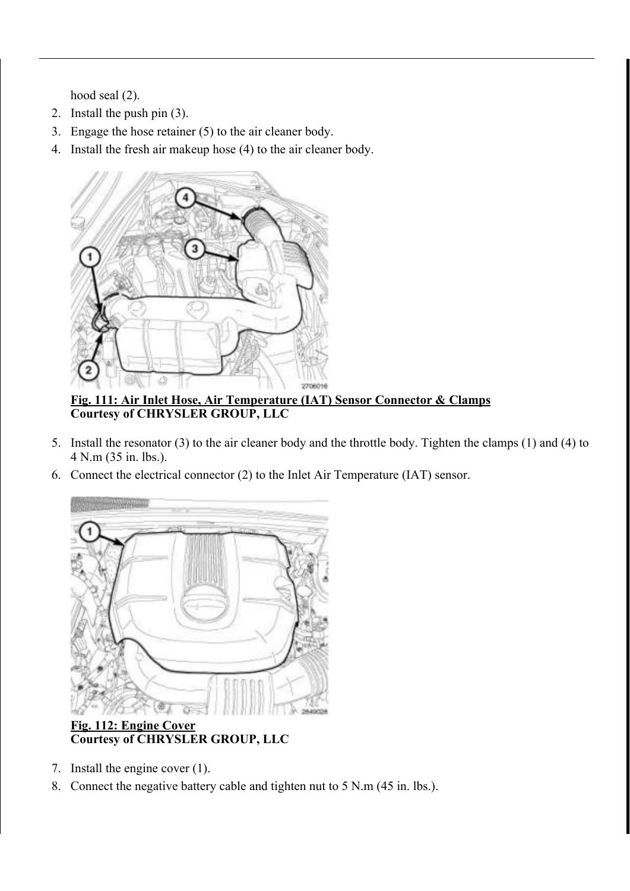hood seal (2).

2. Install the push pin (3).
3. Engage the hose retainer (5) to the air cleaner body.
4. Install the fresh air makeup hose (4) to the air cleaner body.

**Fig. 111: Air Inlet Hose, Air Temperature (IAT) Sensor Connector & Clamps**
**Courtesy of CHRYSLER GROUP, LLC**

5. Install the resonator (3) to the air cleaner body and the throttle body. Tighten the clamps (1) and (4) to 4 N.m (35 in. lbs.).
6. Connect the electrical connector (2) to the Inlet Air Temperature (IAT) sensor.

**Fig. 112: Engine Cover**
**Courtesy of CHRYSLER GROUP, LLC**

7. Install the engine cover (1).
8. Connect the negative battery cable and tighten nut to 5 N.m (45 in. lbs.).